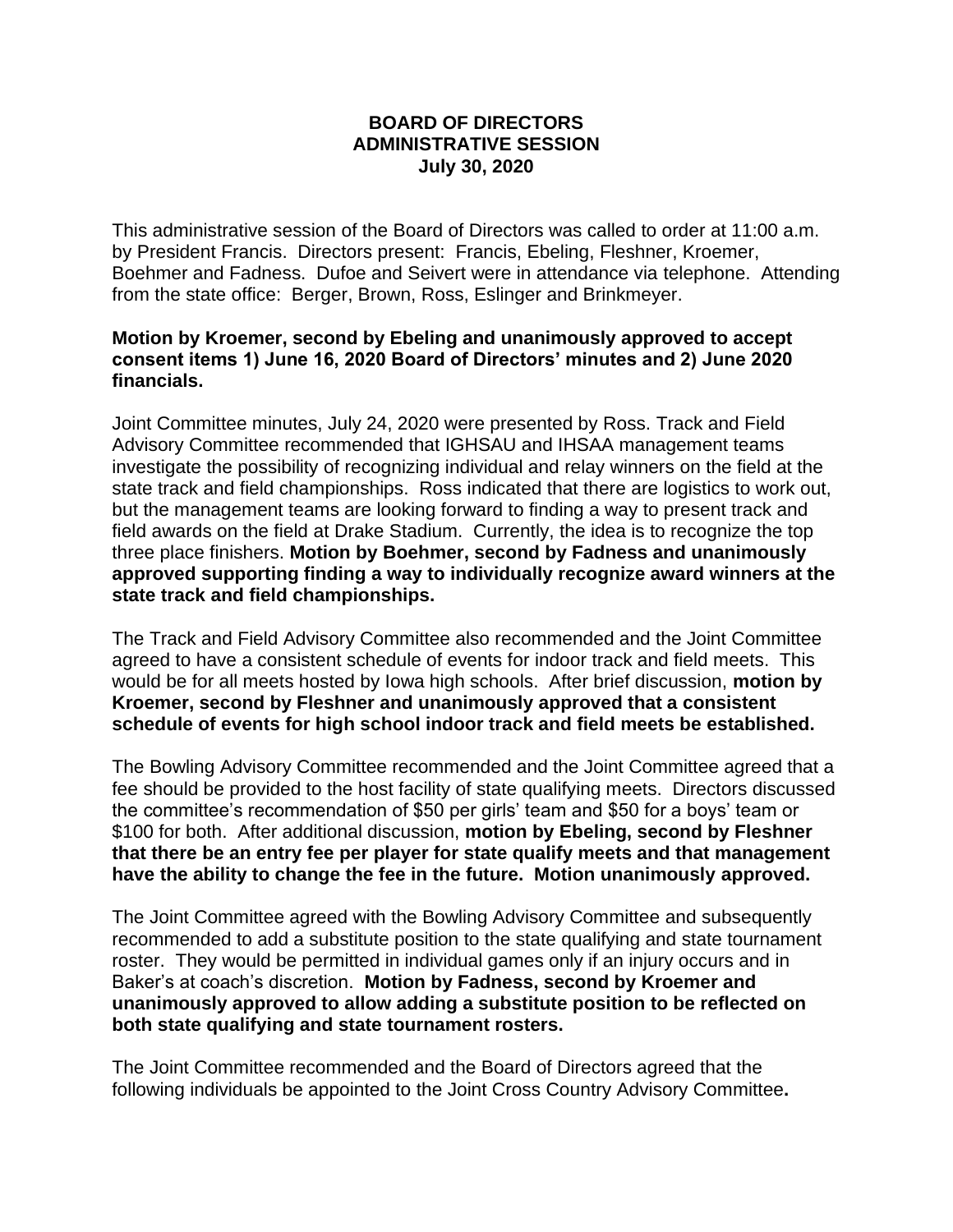**BOARD OF DIRECTORS**
**ADMINISTRATIVE SESSION**
**July 30, 2020**

This administrative session of the Board of Directors was called to order at 11:00 a.m. by President Francis. Directors present: Francis, Ebeling, Fleshner, Kroemer, Boehmer and Fadness. Dufoe and Seivert were in attendance via telephone. Attending from the state office: Berger, Brown, Ross, Eslinger and Brinkmeyer.

**Motion by Kroemer, second by Ebeling and unanimously approved to accept consent items 1) June 16, 2020 Board of Directors' minutes and 2) June 2020 financials.**

Joint Committee minutes, July 24, 2020 were presented by Ross. Track and Field Advisory Committee recommended that IGHSAU and IHSAA management teams investigate the possibility of recognizing individual and relay winners on the field at the state track and field championships. Ross indicated that there are logistics to work out, but the management teams are looking forward to finding a way to present track and field awards on the field at Drake Stadium. Currently, the idea is to recognize the top three place finishers. **Motion by Boehmer, second by Fadness and unanimously approved supporting finding a way to individually recognize award winners at the state track and field championships.**

The Track and Field Advisory Committee also recommended and the Joint Committee agreed to have a consistent schedule of events for indoor track and field meets. This would be for all meets hosted by Iowa high schools. After brief discussion, **motion by Kroemer, second by Fleshner and unanimously approved that a consistent schedule of events for high school indoor track and field meets be established.**

The Bowling Advisory Committee recommended and the Joint Committee agreed that a fee should be provided to the host facility of state qualifying meets. Directors discussed the committee's recommendation of $50 per girls' team and $50 for a boys' team or $100 for both. After additional discussion, **motion by Ebeling, second by Fleshner that there be an entry fee per player for state qualify meets and that management have the ability to change the fee in the future. Motion unanimously approved.**

The Joint Committee agreed with the Bowling Advisory Committee and subsequently recommended to add a substitute position to the state qualifying and state tournament roster. They would be permitted in individual games only if an injury occurs and in Baker's at coach's discretion. **Motion by Fadness, second by Kroemer and unanimously approved to allow adding a substitute position to be reflected on both state qualifying and state tournament rosters.**

The Joint Committee recommended and the Board of Directors agreed that the following individuals be appointed to the Joint Cross Country Advisory Committee**.**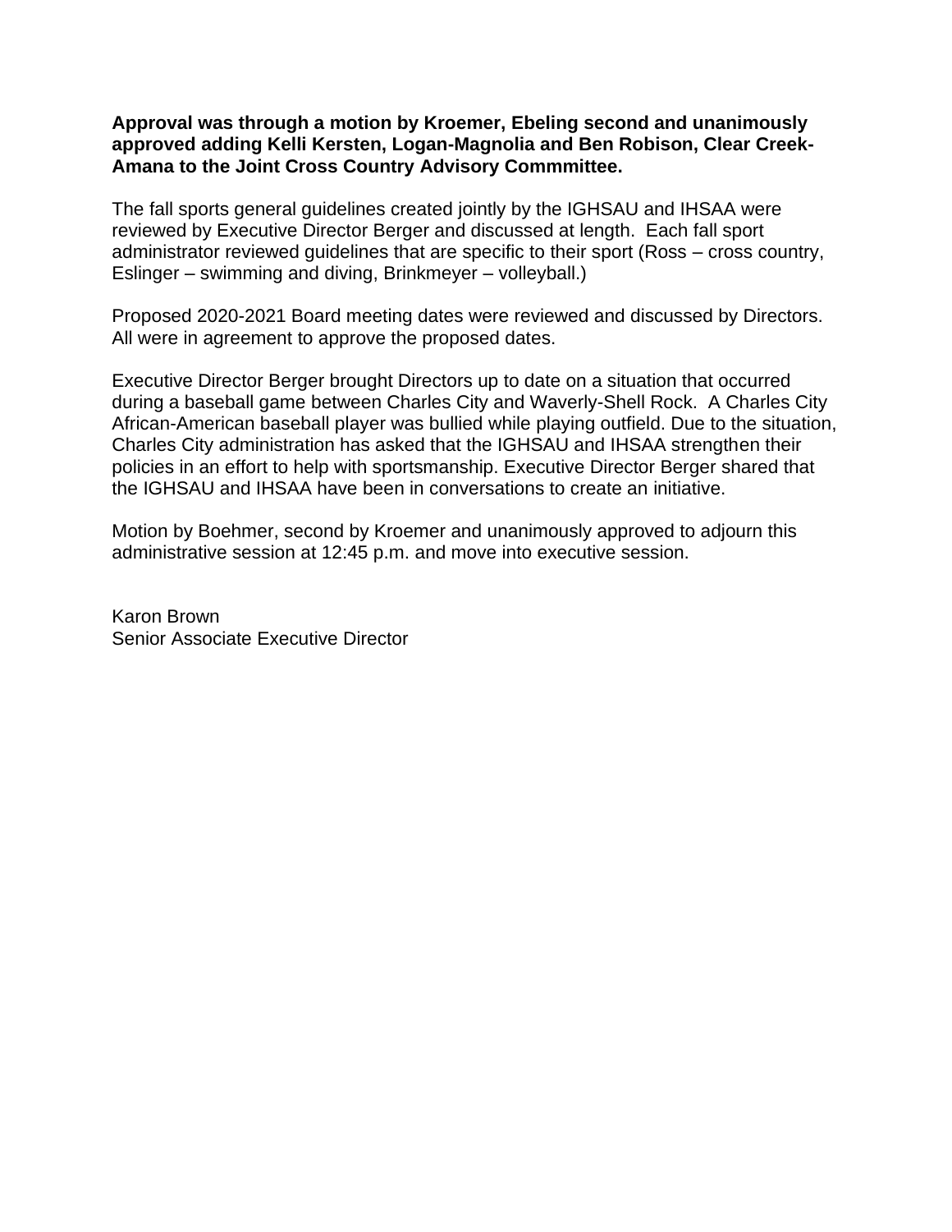**Approval was through a motion by Kroemer, Ebeling second and unanimously approved adding Kelli Kersten, Logan-Magnolia and Ben Robison, Clear Creek-Amana to the Joint Cross Country Advisory Commmittee.**

The fall sports general guidelines created jointly by the IGHSAU and IHSAA were reviewed by Executive Director Berger and discussed at length. Each fall sport administrator reviewed guidelines that are specific to their sport (Ross – cross country, Eslinger – swimming and diving, Brinkmeyer – volleyball.)

Proposed 2020-2021 Board meeting dates were reviewed and discussed by Directors. All were in agreement to approve the proposed dates.

Executive Director Berger brought Directors up to date on a situation that occurred during a baseball game between Charles City and Waverly-Shell Rock. A Charles City African-American baseball player was bullied while playing outfield. Due to the situation, Charles City administration has asked that the IGHSAU and IHSAA strengthen their policies in an effort to help with sportsmanship. Executive Director Berger shared that the IGHSAU and IHSAA have been in conversations to create an initiative.

Motion by Boehmer, second by Kroemer and unanimously approved to adjourn this administrative session at 12:45 p.m. and move into executive session.

Karon Brown
Senior Associate Executive Director